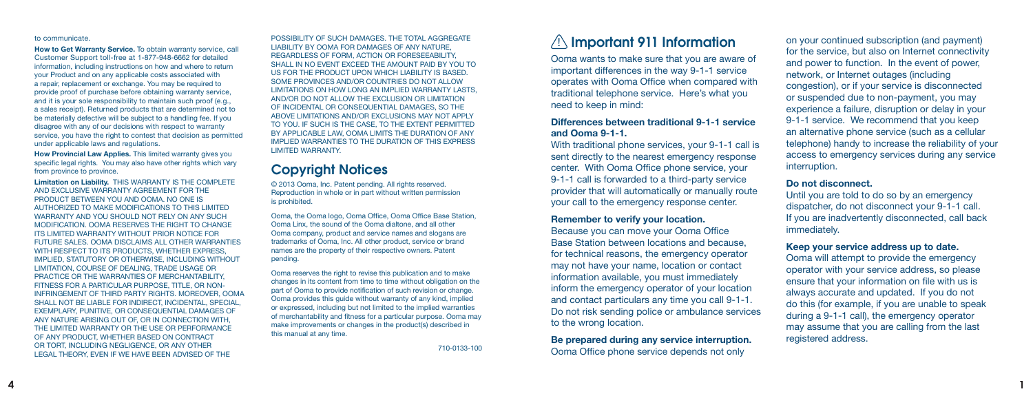to communicate.

**How to Get Warranty Service.** To obtain warranty service, call Customer Support toll-free at 1-877-948-6662 for detailed information, including instructions on how and where to return your Product and on any applicable costs associated with a repair, replacement or exchange. You may be required to provide proof of purchase before obtaining warranty service, and it is your sole responsibility to maintain such proof (e.g., a sales receipt). Returned products that are determined not to be materially defective will be subject to a handling fee. If you disagree with any of our decisions with respect to warranty service, you have the right to contest that decision as permitted under applicable laws and regulations.

**How Provincial Law Applies.** This limited warranty gives you specific legal rights. You may also have other rights which vary from province to province.

**Limitation on Liability.** THIS WARRANTY IS THE COMPLETE AND EXCLUSIVE WARRANTY AGREEMENT FOR THE PRODUCT BETWEEN YOU AND OOMA. NO ONE IS AUTHORIZED TO MAKE MODIFICATIONS TO THIS LIMITED WARRANTY AND YOU SHOULD NOT RELY ON ANY SUCH MODIFICATION. OOMA RESERVES THE RIGHT TO CHANGE ITS LIMITED WARRANTY WITHOUT PRIOR NOTICE FOR FUTURE SALES. OOMA DISCLAIMS ALL OTHER WARRANTIES WITH RESPECT TO ITS PRODUCTS, WHETHER EXPRESS, IMPLIED, STATUTORY OR OTHERWISE, INCLUDING WITHOUT LIMITATION, COURSE OF DEALING, TRADE USAGE OR PRACTICE OR THE WARRANTIES OF MERCHANTABILITY, FITNESS FOR A PARTICULAR PURPOSE, TITLE, OR NON-INFRINGEMENT OF THIRD PARTY RIGHTS. MOREOVER, OOMA SHALL NOT BE LIABLE FOR INDIRECT, INCIDENTAL, SPECIAL, EXEMPLARY, PUNITIVE, OR CONSEQUENTIAL DAMAGES OF ANY NATURE ARISING OUT OF, OR IN CONNECTION WITH, THE LIMITED WARRANTY OR THE USE OR PERFORMANCE OF ANY PRODUCT, WHETHER BASED ON CONTRACT OR TORT, INCLUDING NEGLIGENCE, OR ANY OTHER LEGAL THEORY, EVEN IF WE HAVE BEEN ADVISED OF THE POSSIBILITY OF SUCH DAMAGES. THE TOTAL AGGREGATE LIABILITY BY OOMA FOR DAMAGES OF ANY NATURE, REGARDLESS OF FORM, ACTION OR FORESEEABILITY, SHALL IN NO EVENT EXCEED THE AMOUNT PAID BY YOU TO US FOR THE PRODUCT UPON WHICH LIABILITY IS BASED. SOME PROVINCES AND/OR COUNTRIES DO NOT ALLOW LIMITATIONS ON HOW LONG AN IMPLIED WARRANTY LASTS, AND/OR DO NOT ALLOW THE EXCLUSION OR LIMITATION OF INCIDENTAL OR CONSEQUENTIAL DAMAGES, SO THE ABOVE LIMITATIONS AND/OR EXCLUSIONS MAY NOT APPLY TO YOU. IF SUCH IS THE CASE, TO THE EXTENT PERMITTED BY APPLICABLE LAW, OOMA LIMITS THE DURATION OF ANY IMPLIED WARRANTIES TO THE DURATION OF THIS EXPRESS LIMITED WARRANTY.

## Copyright Notices

© 2013 Ooma, Inc. Patent pending. All rights reserved. Reproduction in whole or in part without written permission is prohibited.

Ooma, the Ooma logo, Ooma Office, Ooma Office Base Station, Ooma Linx, the sound of the Ooma dialtone, and all other Ooma company, product and service names and slogans are trademarks of Ooma, Inc. All other product, service or brand names are the property of their respective owners. Patent pending.

Ooma reserves the right to revise this publication and to make changes in its content from time to time without obligation on the part of Ooma to provide notification of such revision or change. Ooma provides this guide without warranty of any kind, implied or expressed, including but not limited to the implied warranties of merchantability and fitness for a particular purpose. Ooma may make improvements or changes in the product(s) described in this manual at any time.

710-0133-100

## ⚠ Important 911 Information

Ooma wants to make sure that you are aware of important differences in the way 9-1-1 service operates with Ooma Office when compared with traditional telephone service. Here's what you need to keep in mind:

### Differences between traditional 9-1-1 service and Ooma 9-1-1.

With traditional phone services, your 9-1-1 call is sent directly to the nearest emergency response center. With Ooma Office phone service, your 9-1-1 call is forwarded to a third-party service provider that will automatically or manually route your call to the emergency response center.

### Remember to verify your location.

Because you can move your Ooma Office Base Station between locations and because, for technical reasons, the emergency operator may not have your name, location or contact information available, you must immediately inform the emergency operator of your location and contact particulars any time you call 9-1-1. Do not risk sending police or ambulance services to the wrong location.

### Be prepared during any service interruption.

Ooma Office phone service depends not only on your continued subscription (and payment) for the service, but also on Internet connectivity and power to function. In the event of power, network, or Internet outages (including congestion), or if your service is disconnected or suspended due to non-payment, you may experience a failure, disruption or delay in your 9-1-1 service. We recommend that you keep an alternative phone service (such as a cellular telephone) handy to increase the reliability of your access to emergency services during any service interruption.

### Do not disconnect.

Until you are told to do so by an emergency dispatcher, do not disconnect your 9-1-1 call. If you are inadvertently disconnected, call back immediately.

### Keep your service address up to date.

Ooma will attempt to provide the emergency operator with your service address, so please ensure that your information on file with us is always accurate and updated. If you do not do this (for example, if you are unable to speak during a 9-1-1 call), the emergency operator may assume that you are calling from the last registered address.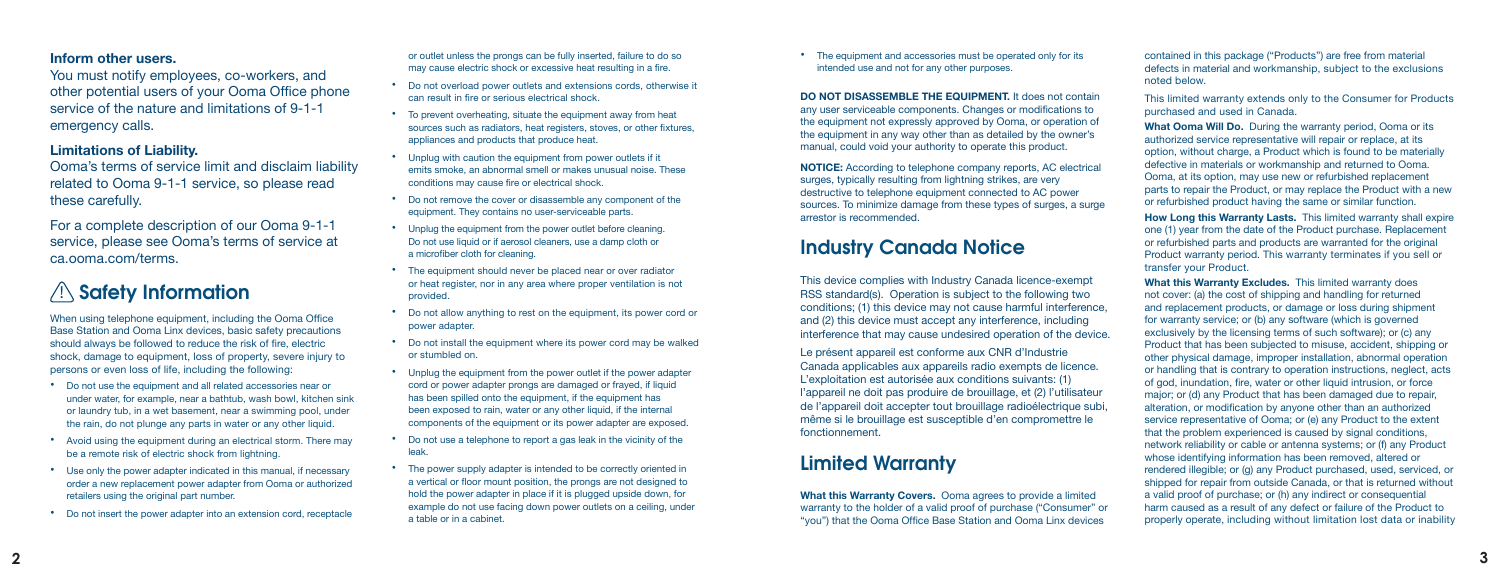**Inform other users.**

You must notify employees, co-workers, and other potential users of your Ooma Office phone service of the nature and limitations of 9-1-1 emergency calls.

**Limitations of Liability.**

Ooma's terms of service limit and disclaim liability related to Ooma 9-1-1 service, so please read these carefully.

For a complete description of our Ooma 9-1-1 service, please see Ooma's terms of service at ca.ooma.com/terms.

## ⚠ Safety Information

When using telephone equipment, including the Ooma Office Base Station and Ooma Linx devices, basic safety precautions should always be followed to reduce the risk of fire, electric shock, damage to equipment, loss of property, severe injury to persons or even loss of life, including the following:

- Do not use the equipment and all related accessories near or under water, for example, near a bathtub, wash bowl, kitchen sink or laundry tub, in a wet basement, near a swimming pool, under the rain, do not plunge any parts in water or any other liquid.
- Avoid using the equipment during an electrical storm. There may be a remote risk of electric shock from lightning.
- Use only the power adapter indicated in this manual, if necessary order a new replacement power adapter from Ooma or authorized retailers using the original part number.
- Do not insert the power adapter into an extension cord, receptacle or outlet unless the prongs can be fully inserted, failure to do so may cause electric shock or excessive heat resulting in a fire.
- Do not overload power outlets and extensions cords, otherwise it can result in fire or serious electrical shock.
- To prevent overheating, situate the equipment away from heat sources such as radiators, heat registers, stoves, or other fixtures, appliances and products that produce heat.
- Unplug with caution the equipment from power outlets if it emits smoke, an abnormal smell or makes unusual noise. These conditions may cause fire or electrical shock.
- Do not remove the cover or disassemble any component of the equipment. They contain no user-serviceable parts.
- Unplug the equipment from the power outlet before cleaning. Do not use liquid or if aerosol cleaners, use a damp cloth or a microfiber cloth for cleaning.
- The equipment should never be placed near or over radiator or heat register, nor in any area where proper ventilation is not provided.
- Do not allow anything to rest on the equipment, its power cord or power adapter.
- Do not install the equipment where its power cord may be walked or stumbled on.
- Unplug the equipment from the power outlet if the power adapter cord or power adapter prongs are damaged or frayed, if liquid has been spilled onto the equipment, if the equipment has been exposed to rain, water or any other liquid, if the internal components of the equipment or its power adapter are exposed.
- Do not use a telephone to report a gas leak in the vicinity of the leak.
- The power supply adapter is intended to be correctly oriented in a vertical or floor mount position, the prongs are not designed to hold the power adapter in place if it is plugged upside down, for example do not use facing down power outlets on a ceiling, under a table or in a cabinet.
- The equipment and accessories must be operated only for its intended use and not for any other purposes.

**DO NOT DISASSEMBLE THE EQUIPMENT.** It does not contain any user serviceable components. Changes or modifications to the equipment not expressly approved by Ooma, or operation of the equipment in any way other than as detailed by the owner's manual, could void your authority to operate this product.

**NOTICE:** According to telephone company reports, AC electrical surges, typically resulting from lightning strikes, are very destructive to telephone equipment connected to AC power sources. To minimize damage from these types of surges, a surge arrestor is recommended.

## Industry Canada Notice

This device complies with Industry Canada licence-exempt RSS standard(s). Operation is subject to the following two conditions; (1) this device may not cause harmful interference, and (2) this device must accept any interference, including interference that may cause undesired operation of the device.

Le présent appareil est conforme aux CNR d'Industrie Canada applicables aux appareils radio exempts de licence. L'exploitation est autorisée aux conditions suivants: (1) l'appareil ne doit pas produire de brouillage, et (2) l'utilisateur de l'appareil doit accepter tout brouillage radioélectrique subi, même si le brouillage est susceptible d'en compromettre le fonctionnement.

## Limited Warranty

**What this Warranty Covers.** Ooma agrees to provide a limited warranty to the holder of a valid proof of purchase ("Consumer" or "you") that the Ooma Office Base Station and Ooma Linx devices contained in this package ("Products") are free from material defects in material and workmanship, subject to the exclusions noted below.

This limited warranty extends only to the Consumer for Products purchased and used in Canada.

**What Ooma Will Do.** During the warranty period, Ooma or its authorized service representative will repair or replace, at its option, without charge, a Product which is found to be materially defective in materials or workmanship and returned to Ooma. Ooma, at its option, may use new or refurbished replacement parts to repair the Product, or may replace the Product with a new or refurbished product having the same or similar function.

**How Long this Warranty Lasts.** This limited warranty shall expire one (1) year from the date of the Product purchase. Replacement or refurbished parts and products are warranted for the original Product warranty period. This warranty terminates if you sell or transfer your Product.

**What this Warranty Excludes.** This limited warranty does not cover: (a) the cost of shipping and handling for returned and replacement products, or damage or loss during shipment for warranty service; or (b) any software (which is governed exclusively by the licensing terms of such software); or (c) any Product that has been subjected to misuse, accident, shipping or other physical damage, improper installation, abnormal operation or handling that is contrary to operation instructions, neglect, acts of god, inundation, fire, water or other liquid intrusion, or force major; or (d) any Product that has been damaged due to repair, alteration, or modification by anyone other than an authorized service representative of Ooma; or (e) any Product to the extent that the problem experienced is caused by signal conditions, network reliability or cable or antenna systems; or (f) any Product whose identifying information has been removed, altered or rendered illegible; or (g) any Product purchased, used, serviced, or shipped for repair from outside Canada, or that is returned without a valid proof of purchase; or (h) any indirect or consequential harm caused as a result of any defect or failure of the Product to properly operate, including without limitation lost data or inability